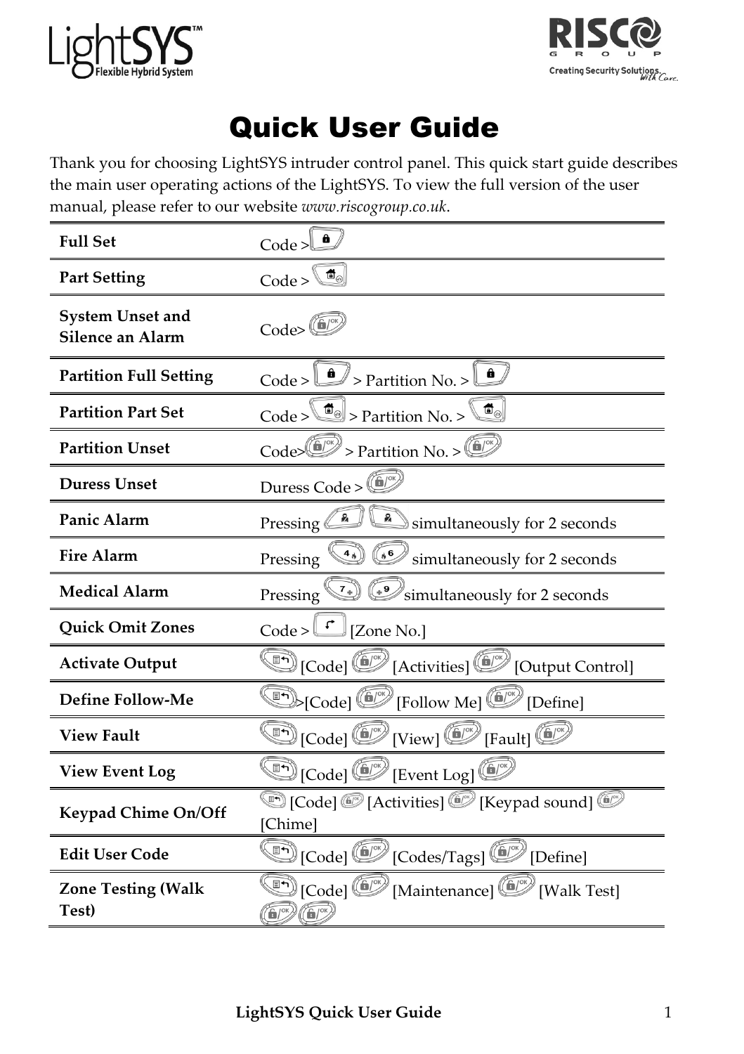# Quick User Guide

Thank you for choosing LightSYS intruder control panel. This quick start guide describes the main user operating actions of the LightSYS. To view the full version of the user manual, please refer to our website *www.riscogroup.co.uk*.

| | |
|---|---|
| **Full Set** | Code > |
| **Part Setting** | Code > |
| **System Unset and Silence an Alarm** | Code> |
| **Partition Full Setting** | Code > > Partition No. > |
| **Partition Part Set** | Code > > Partition No. > |
| **Partition Unset** | Code> > Partition No. > |
| **Duress Unset** | Duress Code > |
| **Panic Alarm** | Pressing simultaneously for 2 seconds |
| **Fire Alarm** | Pressing simultaneously for 2 seconds |
| **Medical Alarm** | Pressing simultaneously for 2 seconds |
| **Quick Omit Zones** | Code > [Zone No.] |
| **Activate Output** | [Code] [Activities] [Output Control] |
| **Define Follow-Me** | >[Code] [Follow Me] [Define] |
| **View Fault** | [Code] [View] [Fault] |
| **View Event Log** | [Code] [Event Log] |
| **Keypad Chime On/Off** | [Code] [Activities] [Keypad sound] [Chime] |
| **Edit User Code** | [Code] [Codes/Tags] [Define] |
| **Zone Testing (Walk Test)** | [Code] [Maintenance] [Walk Test] |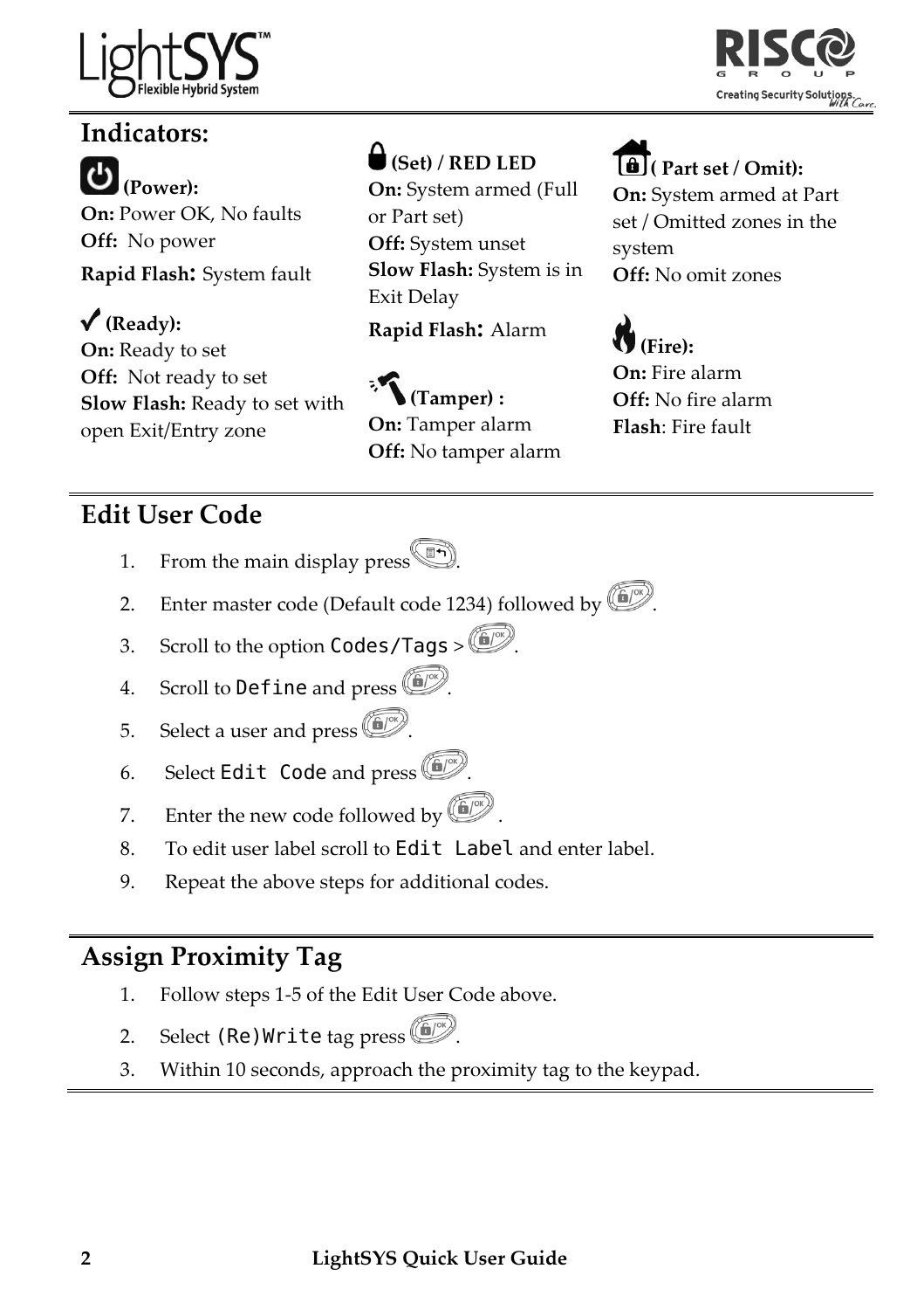## Indicators:

**(Power):**
**On:** Power OK, No faults
**Off:** No power
**Rapid Flash:** System fault

**✓ (Ready):**
**On:** Ready to set
**Off:** Not ready to set
**Slow Flash:** Ready to set with open Exit/Entry zone

**(Set) / RED LED**
**On:** System armed (Full or Part set)
**Off:** System unset
**Slow Flash:** System is in Exit Delay
**Rapid Flash:** Alarm

**(Tamper) :**
**On:** Tamper alarm
**Off:** No tamper alarm

**( Part set / Omit):**
**On:** System armed at Part set / Omitted zones in the system
**Off:** No omit zones

**(Fire):**
**On:** Fire alarm
**Off:** No fire alarm
**Flash**: Fire fault

## Edit User Code

1. From the main display press .
2. Enter master code (Default code 1234) followed by .
3. Scroll to the option `Codes/Tags` > .
4. Scroll to `Define` and press .
5. Select a user and press .
6. Select `Edit Code` and press .
7. Enter the new code followed by .
8. To edit user label scroll to `Edit Label` and enter label.
9. Repeat the above steps for additional codes.

## Assign Proximity Tag

1. Follow steps 1-5 of the Edit User Code above.
2. Select `(Re)Write` tag press .
3. Within 10 seconds, approach the proximity tag to the keypad.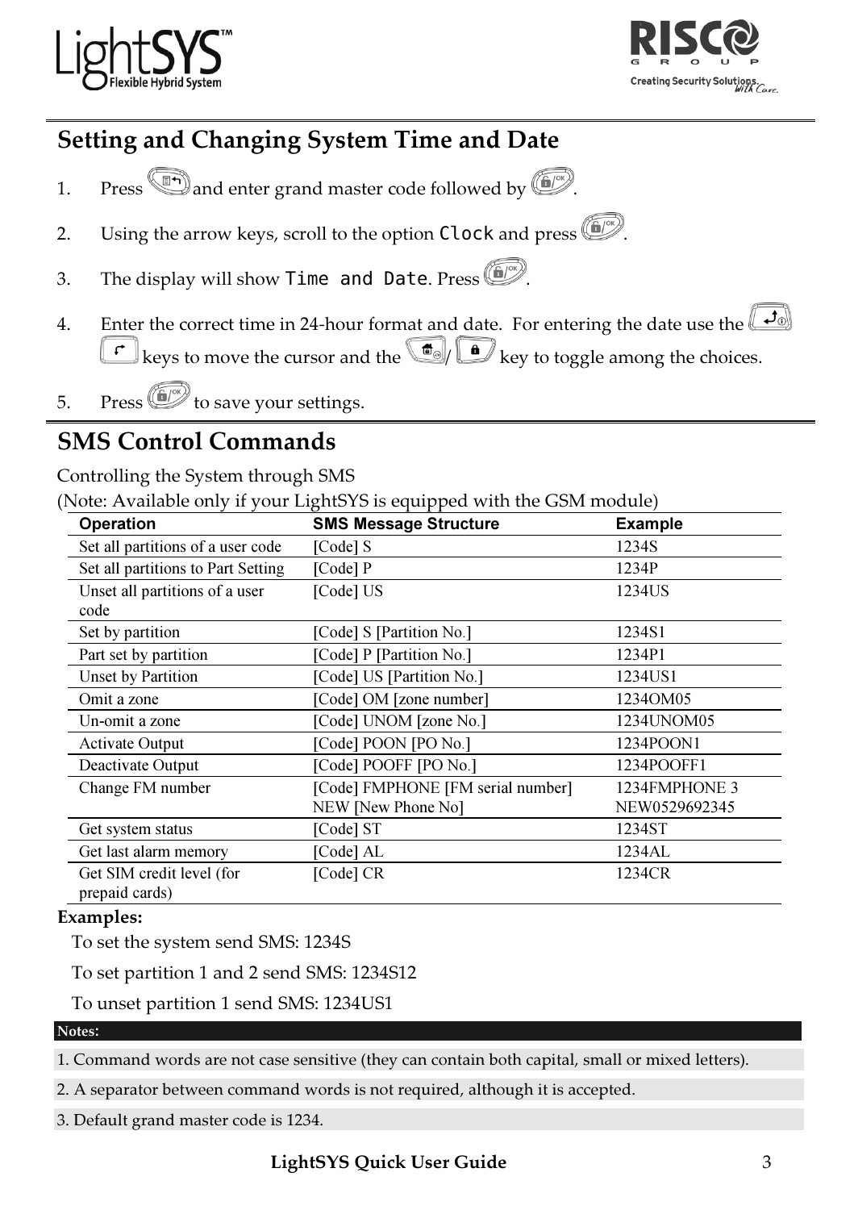## Setting and Changing System Time and Date

1. Press and enter grand master code followed by .
2. Using the arrow keys, scroll to the option `Clock` and press .
3. The display will show `Time and Date`. Press .
4. Enter the correct time in 24-hour format and date. For entering the date use the keys to move the cursor and the / key to toggle among the choices.
5. Press to save your settings.

## SMS Control Commands

Controlling the System through SMS
(Note: Available only if your LightSYS is equipped with the GSM module)

| Operation | SMS Message Structure | Example |
|---|---|---|
| Set all partitions of a user code | [Code] S | 1234S |
| Set all partitions to Part Setting | [Code] P | 1234P |
| Unset all partitions of a user code | [Code] US | 1234US |
| Set by partition | [Code] S [Partition No.] | 1234S1 |
| Part set by partition | [Code] P [Partition No.] | 1234P1 |
| Unset by Partition | [Code] US [Partition No.] | 1234US1 |
| Omit a zone | [Code] OM [zone number] | 1234OM05 |
| Un-omit a zone | [Code] UNOM [zone No.] | 1234UNOM05 |
| Activate Output | [Code] POON [PO No.] | 1234POON1 |
| Deactivate Output | [Code] POOFF [PO No.] | 1234POOFF1 |
| Change FM number | [Code] FMPHONE [FM serial number] NEW [New Phone No] | 1234FMPHONE 3 NEW0529692345 |
| Get system status | [Code] ST | 1234ST |
| Get last alarm memory | [Code] AL | 1234AL |
| Get SIM credit level (for prepaid cards) | [Code] CR | 1234CR |

**Examples:**

To set the system send SMS: 1234S

To set partition 1 and 2 send SMS: 1234S12

To unset partition 1 send SMS: 1234US1

**Notes:**

1. Command words are not case sensitive (they can contain both capital, small or mixed letters).
2. A separator between command words is not required, although it is accepted.
3. Default grand master code is 1234.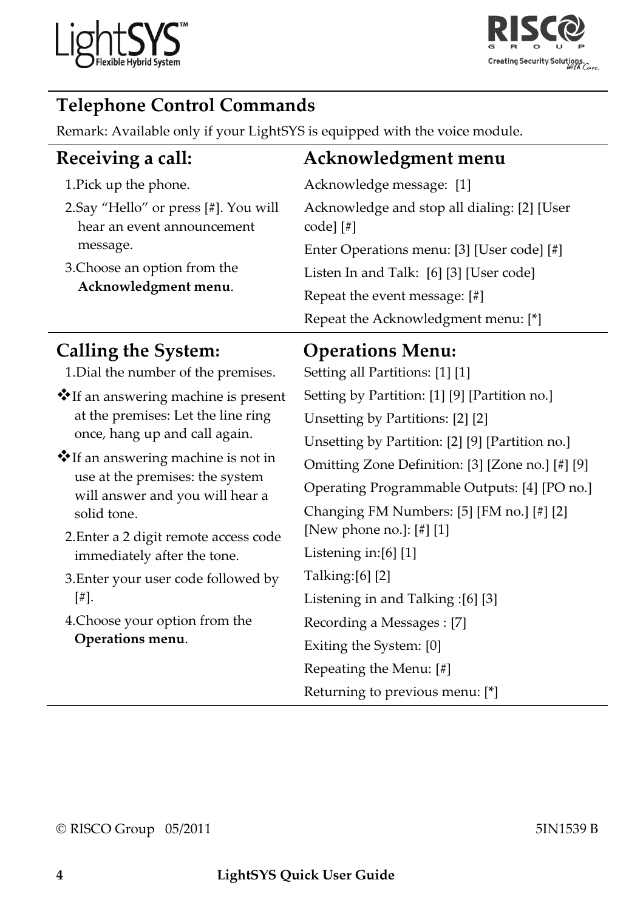## Telephone Control Commands

Remark: Available only if your LightSYS is equipped with the voice module.

### Receiving a call:

1. Pick up the phone.
2. Say "Hello" or press [#]. You will hear an event announcement message.
3. Choose an option from the **Acknowledgment menu**.

### Acknowledgment menu

Acknowledge message: [1]

Acknowledge and stop all dialing: [2] [User code] [#]

Enter Operations menu: [3] [User code] [#]

Listen In and Talk: [6] [3] [User code]

Repeat the event message: [#]

Repeat the Acknowledgment menu: [*]

### Calling the System:

1. Dial the number of the premises.

- If an answering machine is present at the premises: Let the line ring once, hang up and call again.
- If an answering machine is not in use at the premises: the system will answer and you will hear a solid tone.

2. Enter a 2 digit remote access code immediately after the tone.
3. Enter your user code followed by [#].
4. Choose your option from the **Operations menu**.

### Operations Menu:

Setting all Partitions: [1] [1]

Setting by Partition: [1] [9] [Partition no.]

Unsetting by Partitions: [2] [2]

Unsetting by Partition: [2] [9] [Partition no.]

Omitting Zone Definition: [3] [Zone no.] [#] [9]

Operating Programmable Outputs: [4] [PO no.]

Changing FM Numbers: [5] [FM no.] [#] [2] [New phone no.]: [#] [1]

Listening in:[6] [1]

Talking:[6] [2]

Listening in and Talking :[6] [3]

Recording a Messages : [7]

Exiting the System: [0]

Repeating the Menu: [#]

Returning to previous menu: [*]

© RISCO Group 05/2011 5IN1539 B